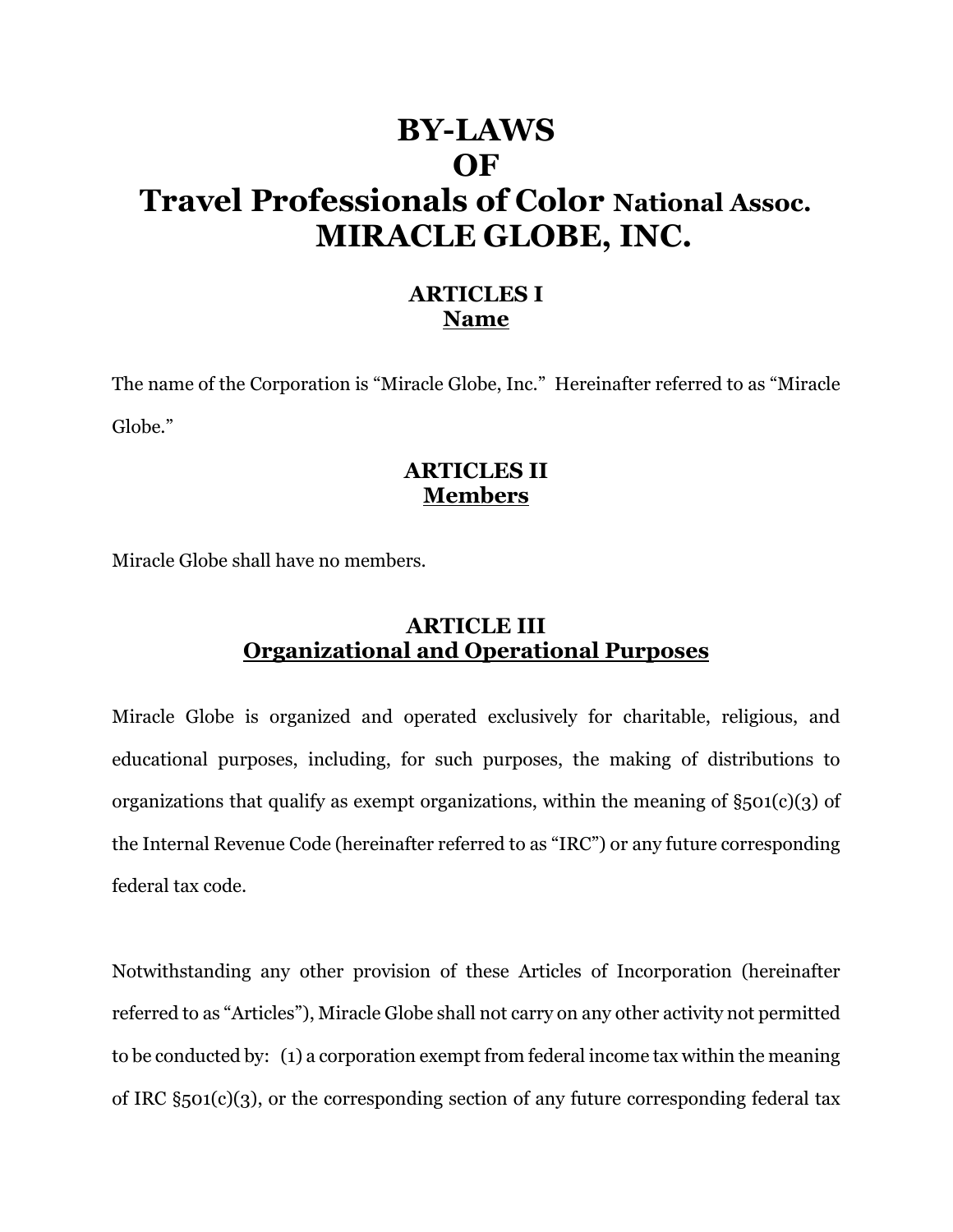# BY-LAWS OF Travel Professionals of Color National Assoc. MIRACLE GLOBE, INC.

## ARTICLES I
## Name

The name of the Corporation is "Miracle Globe, Inc." Hereinafter referred to as "Miracle Globe."

## ARTICLES II
## Members

Miracle Globe shall have no members.

## ARTICLE III
## Organizational and Operational Purposes

Miracle Globe is organized and operated exclusively for charitable, religious, and educational purposes, including, for such purposes, the making of distributions to organizations that qualify as exempt organizations, within the meaning of §501(c)(3) of the Internal Revenue Code (hereinafter referred to as "IRC") or any future corresponding federal tax code.

Notwithstanding any other provision of these Articles of Incorporation (hereinafter referred to as "Articles"), Miracle Globe shall not carry on any other activity not permitted to be conducted by: (1) a corporation exempt from federal income tax within the meaning of IRC §501(c)(3), or the corresponding section of any future corresponding federal tax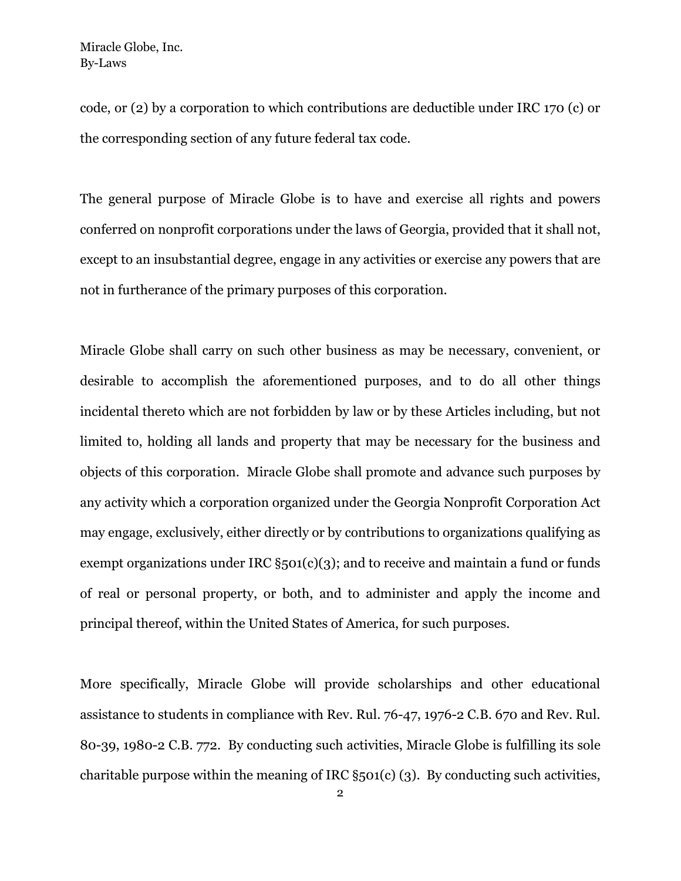code, or (2) by a corporation to which contributions are deductible under IRC 170 (c) or the corresponding section of any future federal tax code.

The general purpose of Miracle Globe is to have and exercise all rights and powers conferred on nonprofit corporations under the laws of Georgia, provided that it shall not, except to an insubstantial degree, engage in any activities or exercise any powers that are not in furtherance of the primary purposes of this corporation.

Miracle Globe shall carry on such other business as may be necessary, convenient, or desirable to accomplish the aforementioned purposes, and to do all other things incidental thereto which are not forbidden by law or by these Articles including, but not limited to, holding all lands and property that may be necessary for the business and objects of this corporation. Miracle Globe shall promote and advance such purposes by any activity which a corporation organized under the Georgia Nonprofit Corporation Act may engage, exclusively, either directly or by contributions to organizations qualifying as exempt organizations under IRC §501(c)(3); and to receive and maintain a fund or funds of real or personal property, or both, and to administer and apply the income and principal thereof, within the United States of America, for such purposes.

More specifically, Miracle Globe will provide scholarships and other educational assistance to students in compliance with Rev. Rul. 76-47, 1976-2 C.B. 670 and Rev. Rul. 80-39, 1980-2 C.B. 772. By conducting such activities, Miracle Globe is fulfilling its sole charitable purpose within the meaning of IRC §501(c) (3). By conducting such activities,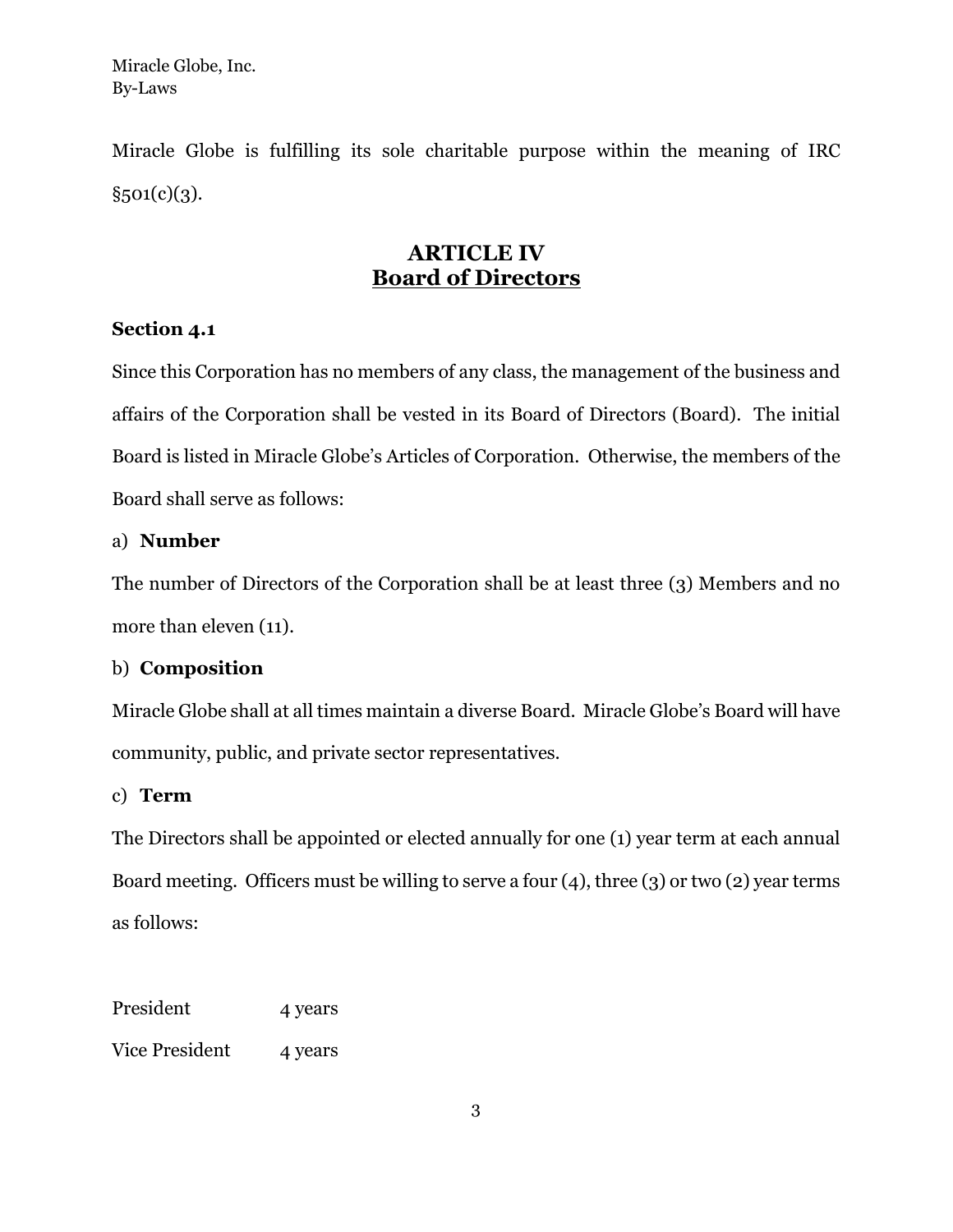Miracle Globe is fulfilling its sole charitable purpose within the meaning of IRC §501(c)(3).

## ARTICLE IV
## Board of Directors

**Section 4.1**

Since this Corporation has no members of any class, the management of the business and affairs of the Corporation shall be vested in its Board of Directors (Board). The initial Board is listed in Miracle Globe's Articles of Corporation. Otherwise, the members of the Board shall serve as follows:

a) **Number**

The number of Directors of the Corporation shall be at least three (3) Members and no more than eleven (11).

b) **Composition**

Miracle Globe shall at all times maintain a diverse Board. Miracle Globe's Board will have community, public, and private sector representatives.

c) **Term**

The Directors shall be appointed or elected annually for one (1) year term at each annual Board meeting. Officers must be willing to serve a four (4), three (3) or two (2) year terms as follows:

| | |
|---|---|
| President | 4 years |
| Vice President | 4 years |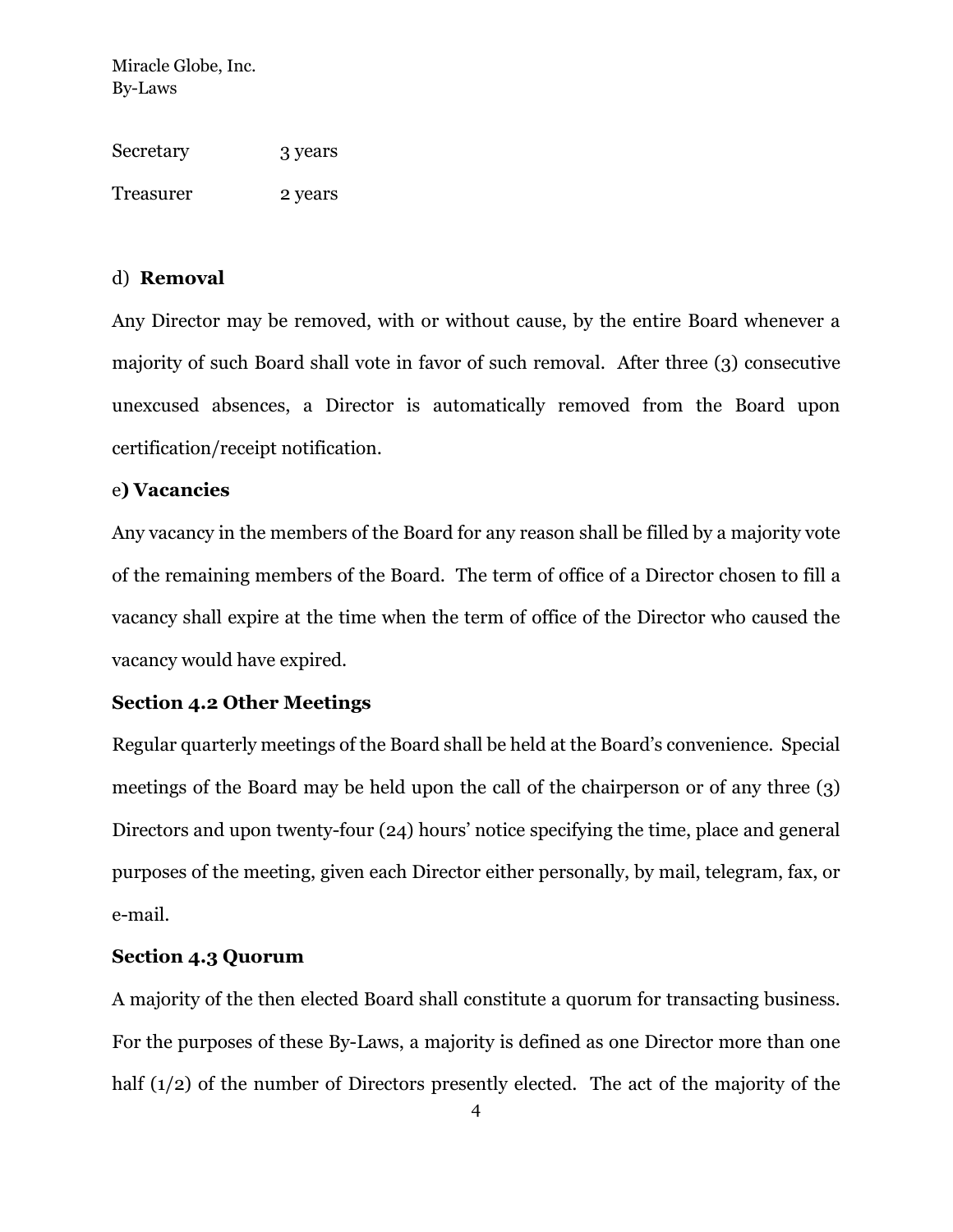| | |
|---|---|
| Secretary | 3 years |
| Treasurer | 2 years |

d) **Removal**

Any Director may be removed, with or without cause, by the entire Board whenever a majority of such Board shall vote in favor of such removal. After three (3) consecutive unexcused absences, a Director is automatically removed from the Board upon certification/receipt notification.

e**) Vacancies**

Any vacancy in the members of the Board for any reason shall be filled by a majority vote of the remaining members of the Board. The term of office of a Director chosen to fill a vacancy shall expire at the time when the term of office of the Director who caused the vacancy would have expired.

**Section 4.2 Other Meetings**

Regular quarterly meetings of the Board shall be held at the Board's convenience. Special meetings of the Board may be held upon the call of the chairperson or of any three (3) Directors and upon twenty-four (24) hours' notice specifying the time, place and general purposes of the meeting, given each Director either personally, by mail, telegram, fax, or e-mail.

**Section 4.3 Quorum**

A majority of the then elected Board shall constitute a quorum for transacting business. For the purposes of these By-Laws, a majority is defined as one Director more than one half (1/2) of the number of Directors presently elected. The act of the majority of the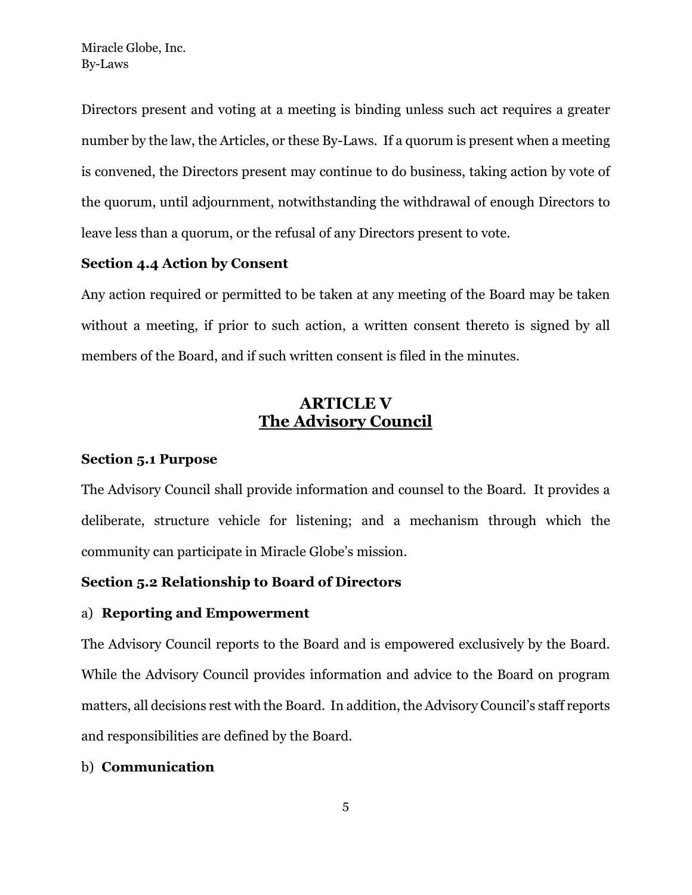Directors present and voting at a meeting is binding unless such act requires a greater number by the law, the Articles, or these By-Laws. If a quorum is present when a meeting is convened, the Directors present may continue to do business, taking action by vote of the quorum, until adjournment, notwithstanding the withdrawal of enough Directors to leave less than a quorum, or the refusal of any Directors present to vote.

**Section 4.4 Action by Consent**

Any action required or permitted to be taken at any meeting of the Board may be taken without a meeting, if prior to such action, a written consent thereto is signed by all members of the Board, and if such written consent is filed in the minutes.

## ARTICLE V
## The Advisory Council

**Section 5.1 Purpose**

The Advisory Council shall provide information and counsel to the Board. It provides a deliberate, structure vehicle for listening; and a mechanism through which the community can participate in Miracle Globe's mission.

**Section 5.2 Relationship to Board of Directors**

a) **Reporting and Empowerment**

The Advisory Council reports to the Board and is empowered exclusively by the Board. While the Advisory Council provides information and advice to the Board on program matters, all decisions rest with the Board. In addition, the Advisory Council's staff reports and responsibilities are defined by the Board.

b) **Communication**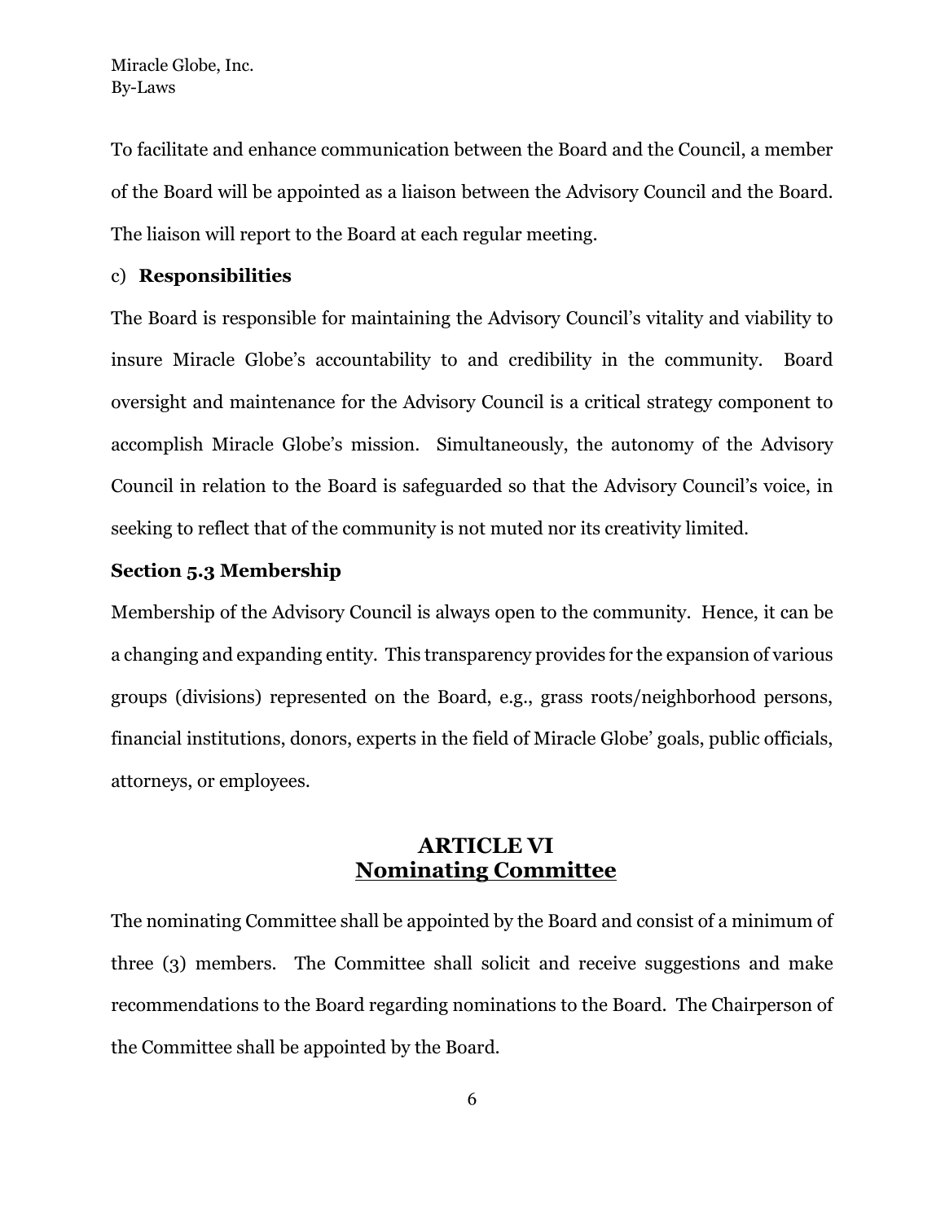To facilitate and enhance communication between the Board and the Council, a member of the Board will be appointed as a liaison between the Advisory Council and the Board. The liaison will report to the Board at each regular meeting.

c) **Responsibilities**

The Board is responsible for maintaining the Advisory Council's vitality and viability to insure Miracle Globe's accountability to and credibility in the community. Board oversight and maintenance for the Advisory Council is a critical strategy component to accomplish Miracle Globe's mission. Simultaneously, the autonomy of the Advisory Council in relation to the Board is safeguarded so that the Advisory Council's voice, in seeking to reflect that of the community is not muted nor its creativity limited.

**Section 5.3 Membership**

Membership of the Advisory Council is always open to the community. Hence, it can be a changing and expanding entity. This transparency provides for the expansion of various groups (divisions) represented on the Board, e.g., grass roots/neighborhood persons, financial institutions, donors, experts in the field of Miracle Globe' goals, public officials, attorneys, or employees.

## ARTICLE VI
## Nominating Committee

The nominating Committee shall be appointed by the Board and consist of a minimum of three (3) members. The Committee shall solicit and receive suggestions and make recommendations to the Board regarding nominations to the Board. The Chairperson of the Committee shall be appointed by the Board.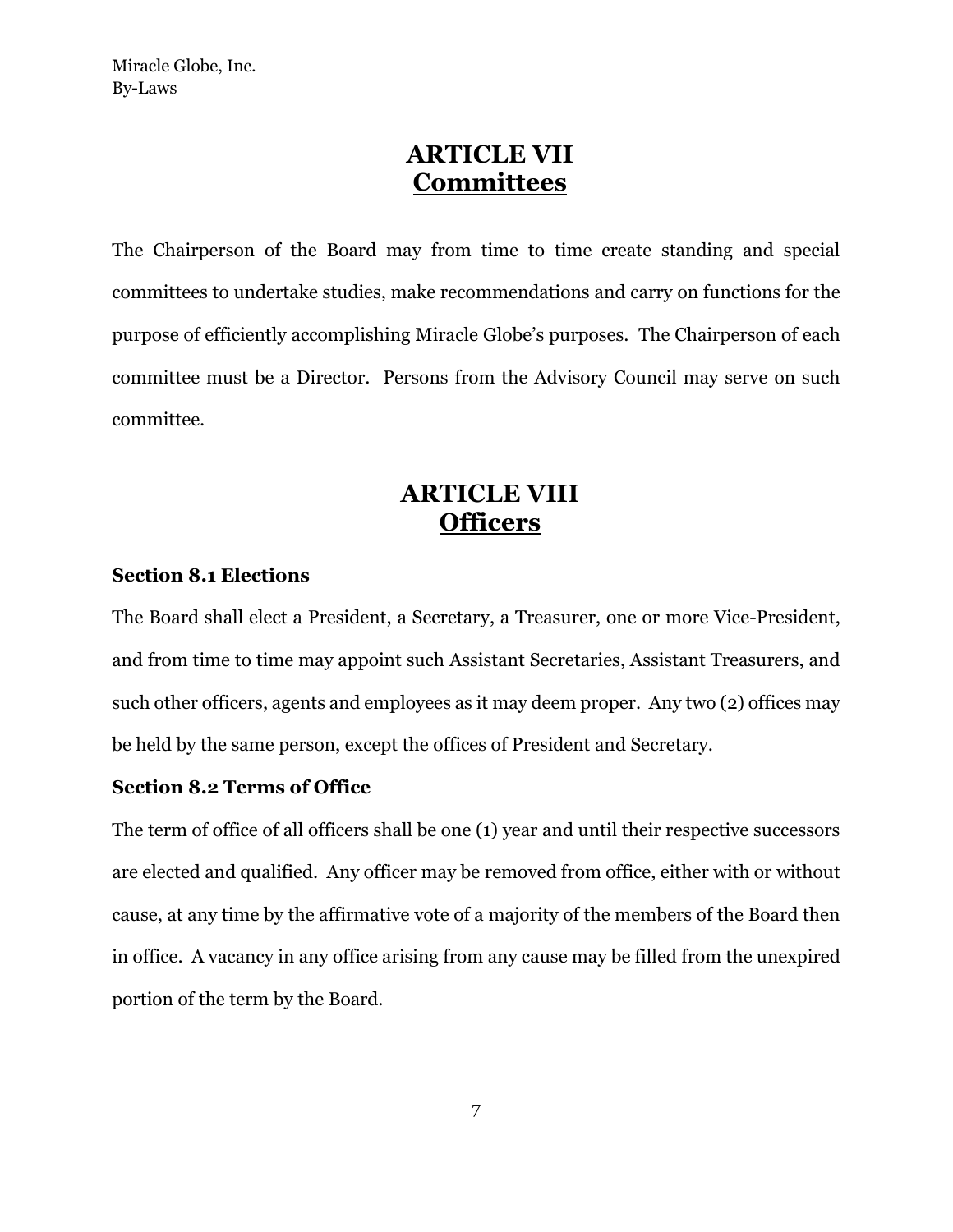## ARTICLE VII
## Committees

The Chairperson of the Board may from time to time create standing and special committees to undertake studies, make recommendations and carry on functions for the purpose of efficiently accomplishing Miracle Globe's purposes. The Chairperson of each committee must be a Director. Persons from the Advisory Council may serve on such committee.

## ARTICLE VIII
## Officers

### Section 8.1 Elections

The Board shall elect a President, a Secretary, a Treasurer, one or more Vice-President, and from time to time may appoint such Assistant Secretaries, Assistant Treasurers, and such other officers, agents and employees as it may deem proper. Any two (2) offices may be held by the same person, except the offices of President and Secretary.

### Section 8.2 Terms of Office

The term of office of all officers shall be one (1) year and until their respective successors are elected and qualified. Any officer may be removed from office, either with or without cause, at any time by the affirmative vote of a majority of the members of the Board then in office. A vacancy in any office arising from any cause may be filled from the unexpired portion of the term by the Board.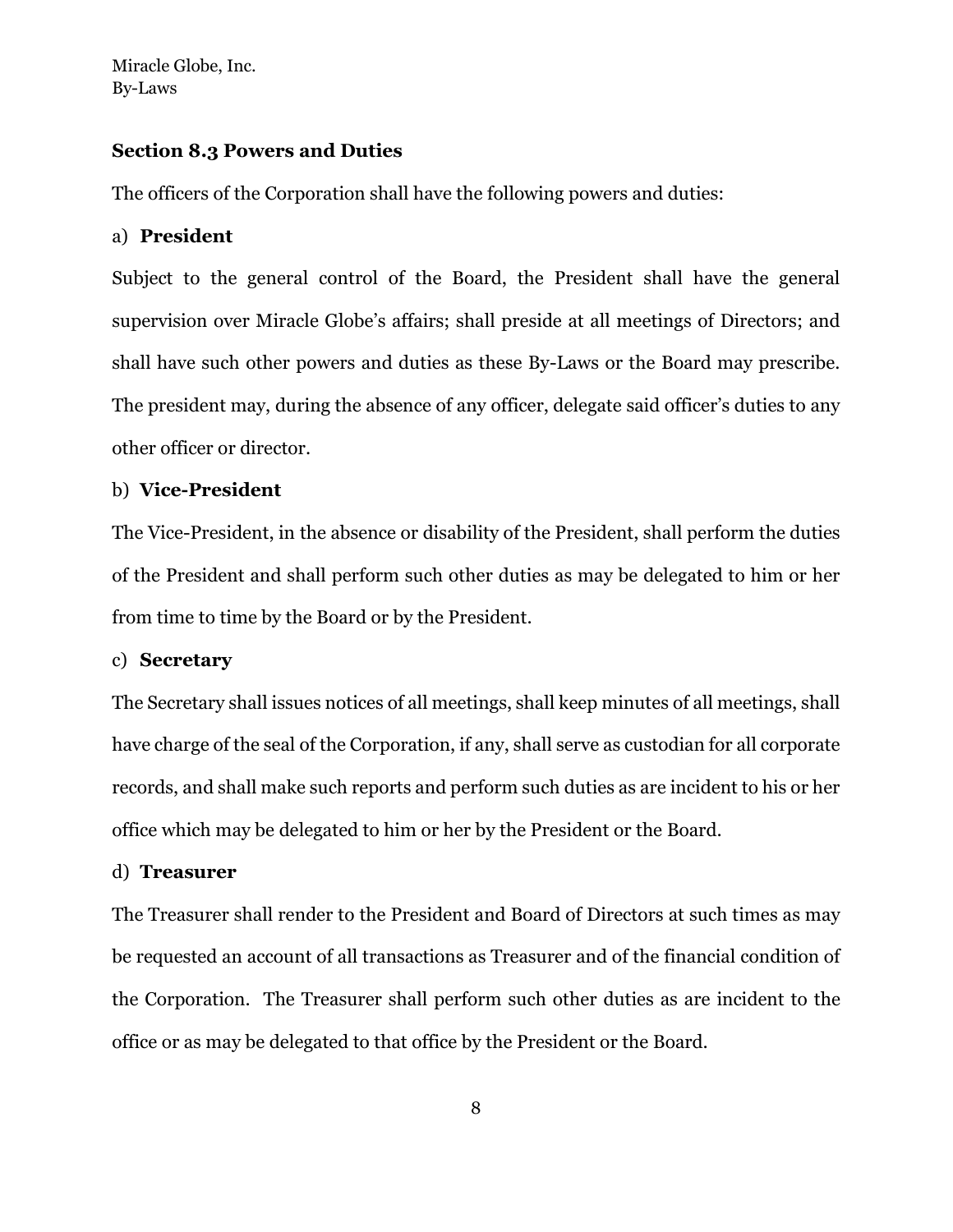### Section 8.3 Powers and Duties

The officers of the Corporation shall have the following powers and duties:

a) **President**

Subject to the general control of the Board, the President shall have the general supervision over Miracle Globe's affairs; shall preside at all meetings of Directors; and shall have such other powers and duties as these By-Laws or the Board may prescribe. The president may, during the absence of any officer, delegate said officer's duties to any other officer or director.

b) **Vice-President**

The Vice-President, in the absence or disability of the President, shall perform the duties of the President and shall perform such other duties as may be delegated to him or her from time to time by the Board or by the President.

c) **Secretary**

The Secretary shall issues notices of all meetings, shall keep minutes of all meetings, shall have charge of the seal of the Corporation, if any, shall serve as custodian for all corporate records, and shall make such reports and perform such duties as are incident to his or her office which may be delegated to him or her by the President or the Board.

d) **Treasurer**

The Treasurer shall render to the President and Board of Directors at such times as may be requested an account of all transactions as Treasurer and of the financial condition of the Corporation. The Treasurer shall perform such other duties as are incident to the office or as may be delegated to that office by the President or the Board.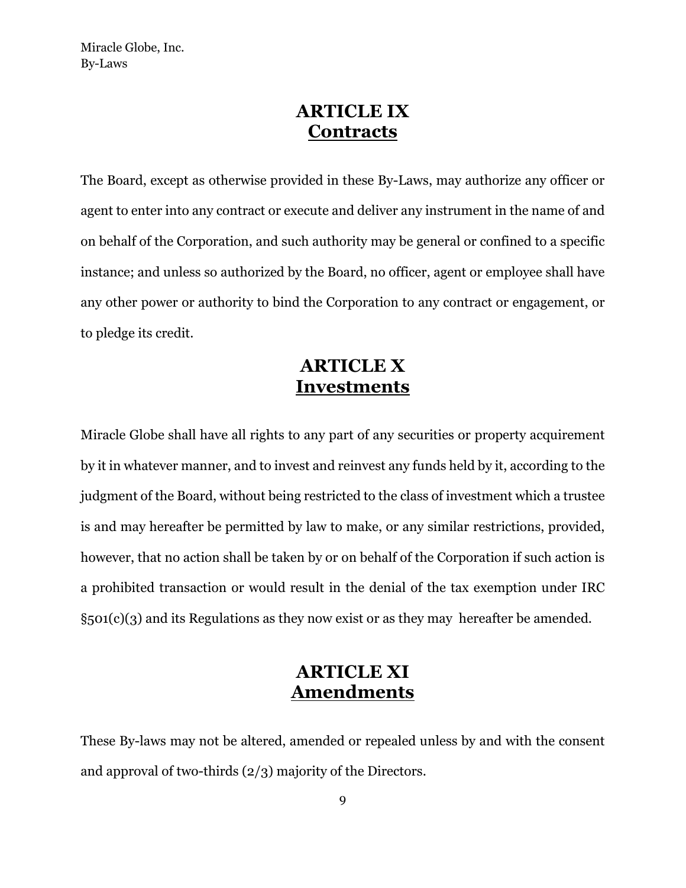## ARTICLE IX
## Contracts

The Board, except as otherwise provided in these By-Laws, may authorize any officer or agent to enter into any contract or execute and deliver any instrument in the name of and on behalf of the Corporation, and such authority may be general or confined to a specific instance; and unless so authorized by the Board, no officer, agent or employee shall have any other power or authority to bind the Corporation to any contract or engagement, or to pledge its credit.

## ARTICLE X
## Investments

Miracle Globe shall have all rights to any part of any securities or property acquirement by it in whatever manner, and to invest and reinvest any funds held by it, according to the judgment of the Board, without being restricted to the class of investment which a trustee is and may hereafter be permitted by law to make, or any similar restrictions, provided, however, that no action shall be taken by or on behalf of the Corporation if such action is a prohibited transaction or would result in the denial of the tax exemption under IRC §501(c)(3) and its Regulations as they now exist or as they may hereafter be amended.

## ARTICLE XI
## Amendments

These By-laws may not be altered, amended or repealed unless by and with the consent and approval of two-thirds (2/3) majority of the Directors.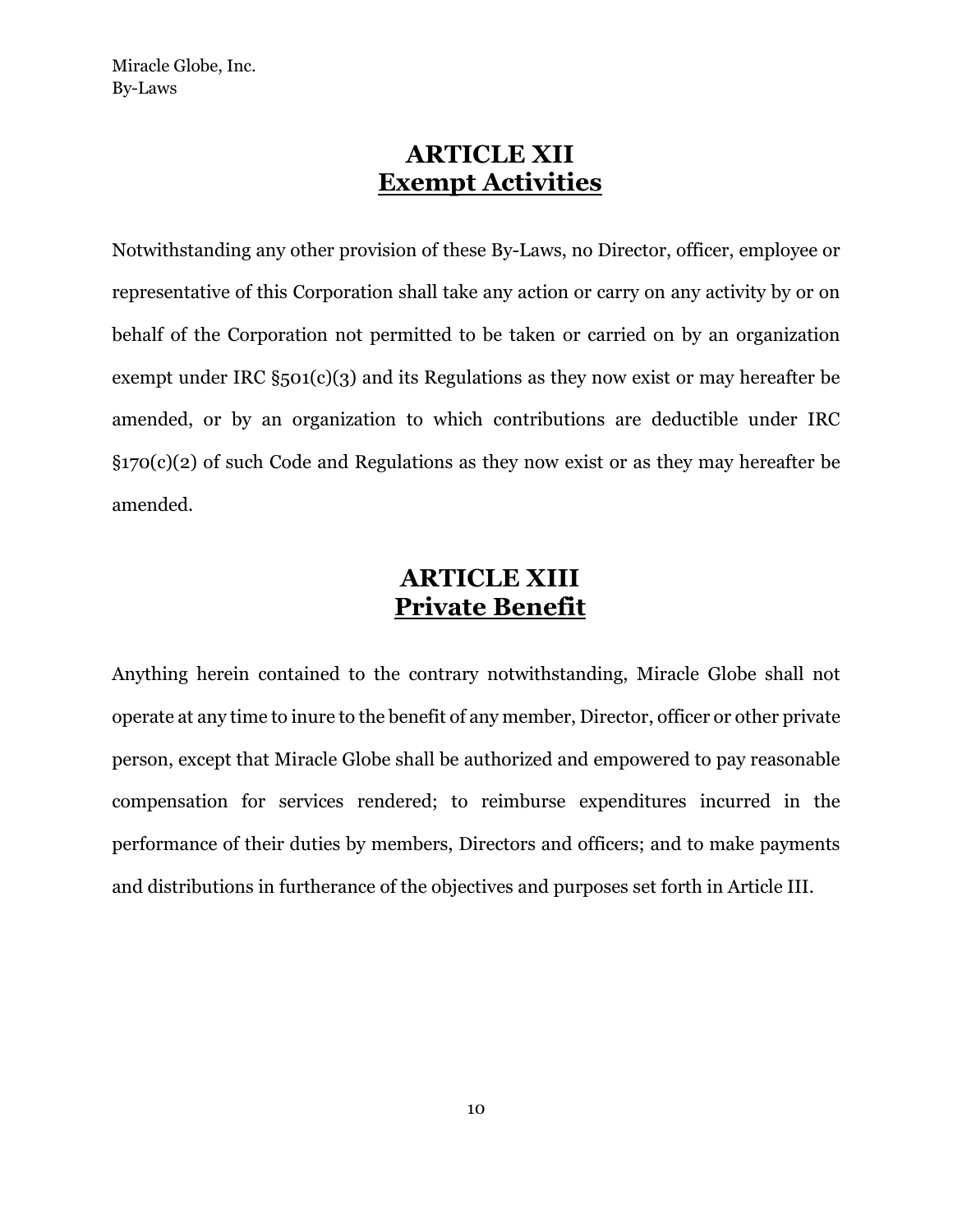## ARTICLE XII
## Exempt Activities

Notwithstanding any other provision of these By-Laws, no Director, officer, employee or representative of this Corporation shall take any action or carry on any activity by or on behalf of the Corporation not permitted to be taken or carried on by an organization exempt under IRC §501(c)(3) and its Regulations as they now exist or may hereafter be amended, or by an organization to which contributions are deductible under IRC §170(c)(2) of such Code and Regulations as they now exist or as they may hereafter be amended.

## ARTICLE XIII
## Private Benefit

Anything herein contained to the contrary notwithstanding, Miracle Globe shall not operate at any time to inure to the benefit of any member, Director, officer or other private person, except that Miracle Globe shall be authorized and empowered to pay reasonable compensation for services rendered; to reimburse expenditures incurred in the performance of their duties by members, Directors and officers; and to make payments and distributions in furtherance of the objectives and purposes set forth in Article III.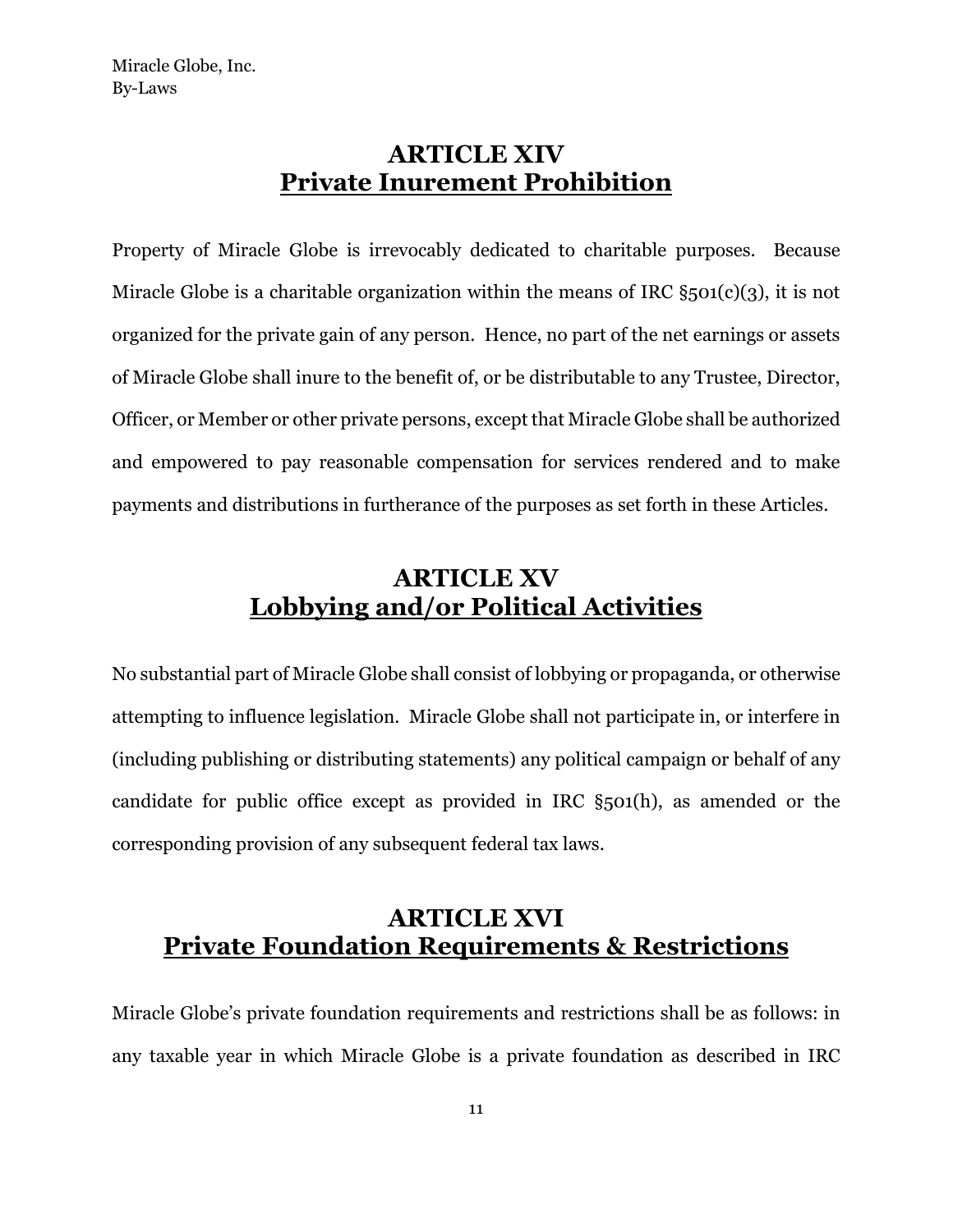## ARTICLE XIV
## Private Inurement Prohibition

Property of Miracle Globe is irrevocably dedicated to charitable purposes. Because Miracle Globe is a charitable organization within the means of IRC §501(c)(3), it is not organized for the private gain of any person. Hence, no part of the net earnings or assets of Miracle Globe shall inure to the benefit of, or be distributable to any Trustee, Director, Officer, or Member or other private persons, except that Miracle Globe shall be authorized and empowered to pay reasonable compensation for services rendered and to make payments and distributions in furtherance of the purposes as set forth in these Articles.

## ARTICLE XV
## Lobbying and/or Political Activities

No substantial part of Miracle Globe shall consist of lobbying or propaganda, or otherwise attempting to influence legislation. Miracle Globe shall not participate in, or interfere in (including publishing or distributing statements) any political campaign or behalf of any candidate for public office except as provided in IRC §501(h), as amended or the corresponding provision of any subsequent federal tax laws.

## ARTICLE XVI
## Private Foundation Requirements & Restrictions

Miracle Globe's private foundation requirements and restrictions shall be as follows: in any taxable year in which Miracle Globe is a private foundation as described in IRC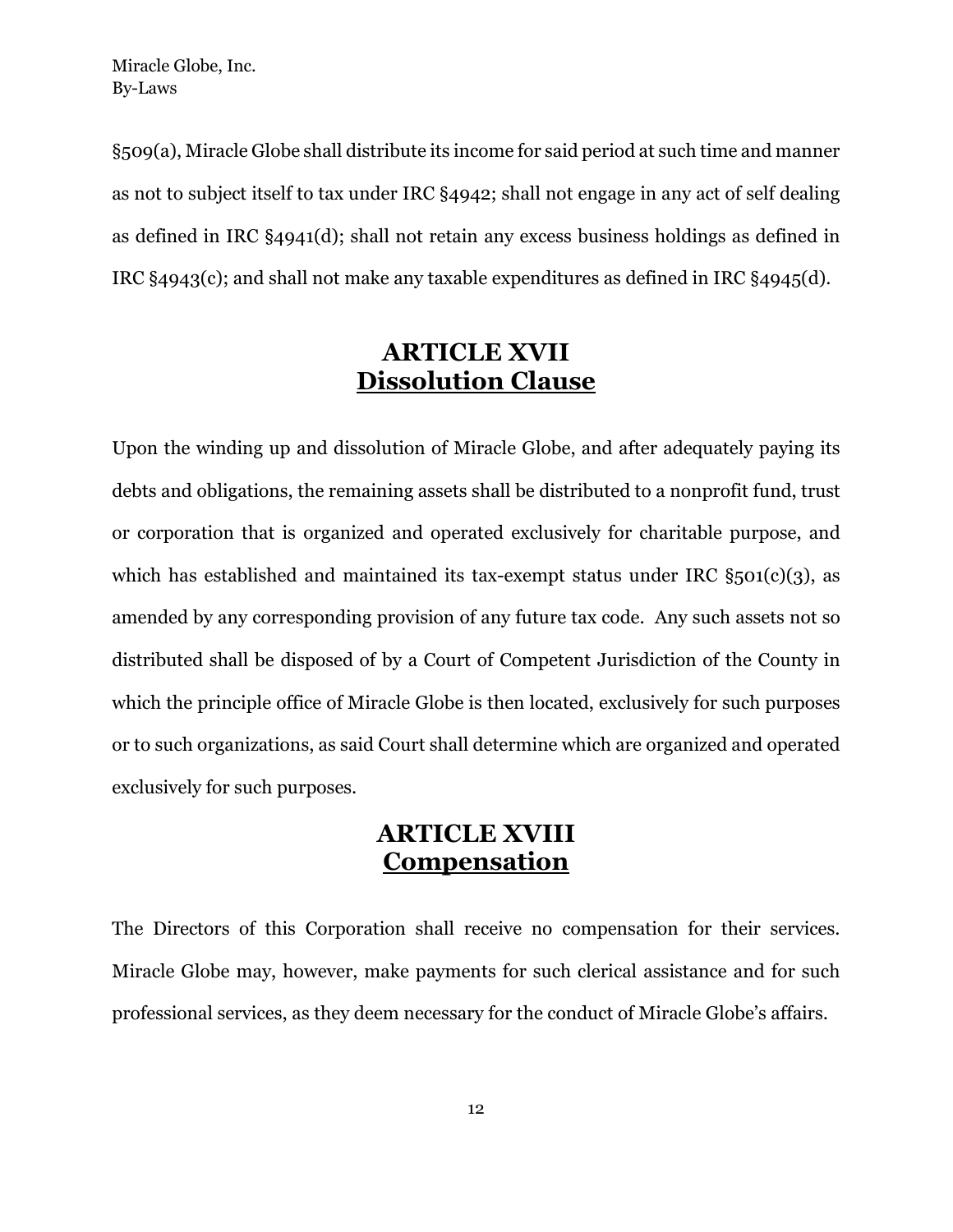§509(a), Miracle Globe shall distribute its income for said period at such time and manner as not to subject itself to tax under IRC §4942; shall not engage in any act of self dealing as defined in IRC §4941(d); shall not retain any excess business holdings as defined in IRC §4943(c); and shall not make any taxable expenditures as defined in IRC §4945(d).

## ARTICLE XVII
## Dissolution Clause

Upon the winding up and dissolution of Miracle Globe, and after adequately paying its debts and obligations, the remaining assets shall be distributed to a nonprofit fund, trust or corporation that is organized and operated exclusively for charitable purpose, and which has established and maintained its tax-exempt status under IRC §501(c)(3), as amended by any corresponding provision of any future tax code. Any such assets not so distributed shall be disposed of by a Court of Competent Jurisdiction of the County in which the principle office of Miracle Globe is then located, exclusively for such purposes or to such organizations, as said Court shall determine which are organized and operated exclusively for such purposes.

## ARTICLE XVIII
## Compensation

The Directors of this Corporation shall receive no compensation for their services. Miracle Globe may, however, make payments for such clerical assistance and for such professional services, as they deem necessary for the conduct of Miracle Globe's affairs.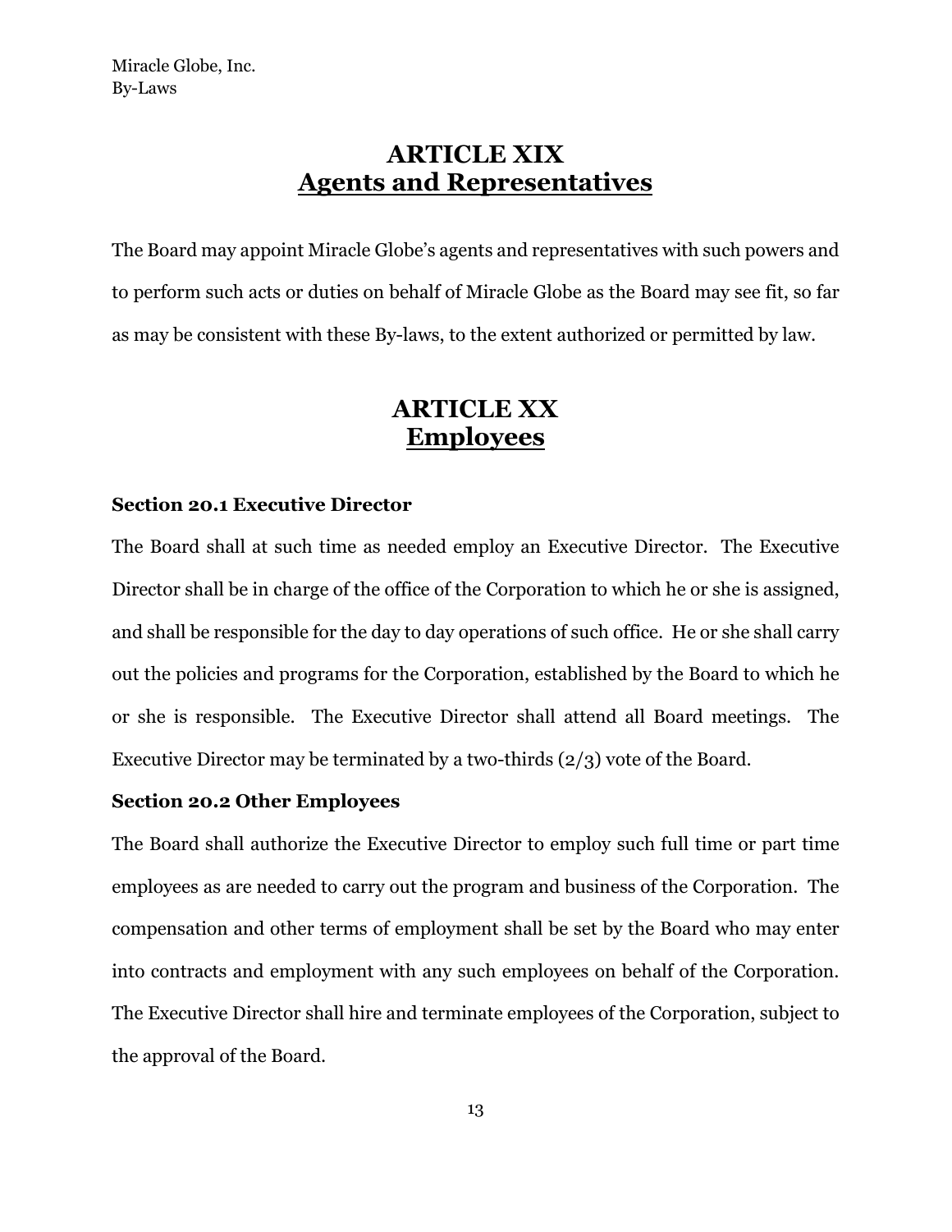# ARTICLE XIX
# Agents and Representatives

The Board may appoint Miracle Globe's agents and representatives with such powers and to perform such acts or duties on behalf of Miracle Globe as the Board may see fit, so far as may be consistent with these By-laws, to the extent authorized or permitted by law.

# ARTICLE XX
# Employees

**Section 20.1 Executive Director**

The Board shall at such time as needed employ an Executive Director. The Executive Director shall be in charge of the office of the Corporation to which he or she is assigned, and shall be responsible for the day to day operations of such office. He or she shall carry out the policies and programs for the Corporation, established by the Board to which he or she is responsible. The Executive Director shall attend all Board meetings. The Executive Director may be terminated by a two-thirds (2/3) vote of the Board.

**Section 20.2 Other Employees**

The Board shall authorize the Executive Director to employ such full time or part time employees as are needed to carry out the program and business of the Corporation. The compensation and other terms of employment shall be set by the Board who may enter into contracts and employment with any such employees on behalf of the Corporation. The Executive Director shall hire and terminate employees of the Corporation, subject to the approval of the Board.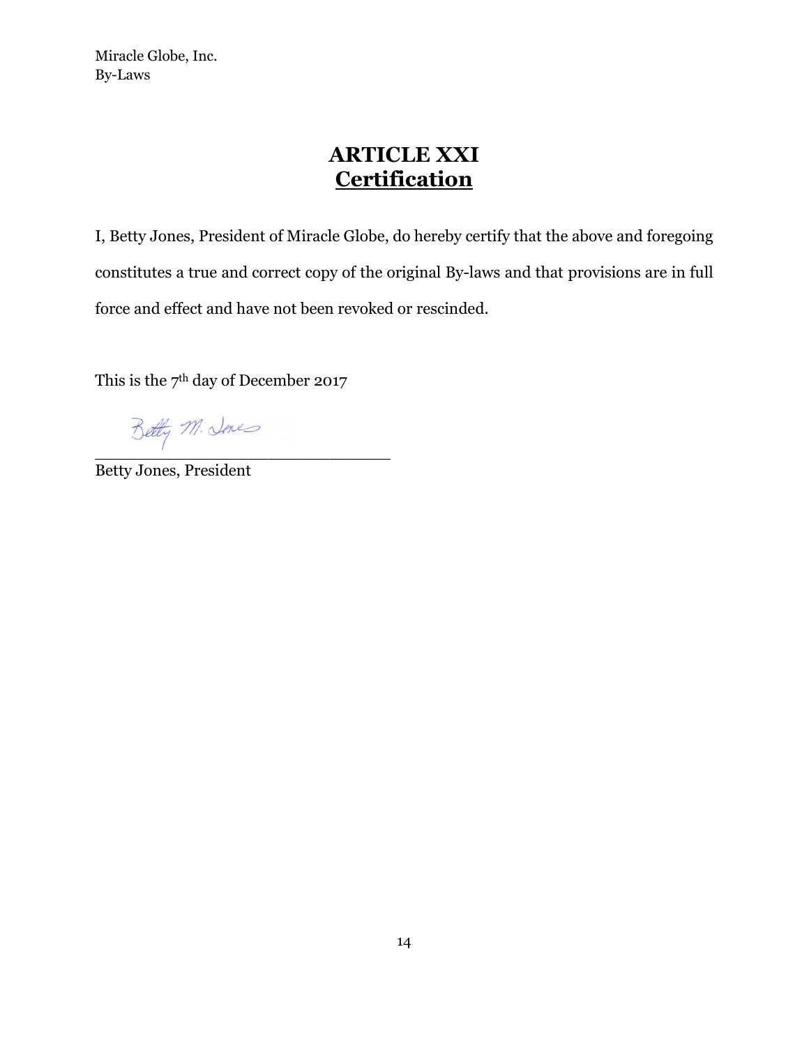# ARTICLE XXI
## Certification

I, Betty Jones, President of Miracle Globe, do hereby certify that the above and foregoing constitutes a true and correct copy of the original By-laws and that provisions are in full force and effect and have not been revoked or rescinded.

This is the 7th day of December 2017

Betty M. Jones
\_\_\_\_\_\_\_\_\_\_\_\_\_\_\_\_\_\_\_\_\_\_\_\_\_\_\_\_\_\_\_\_
Betty Jones, President